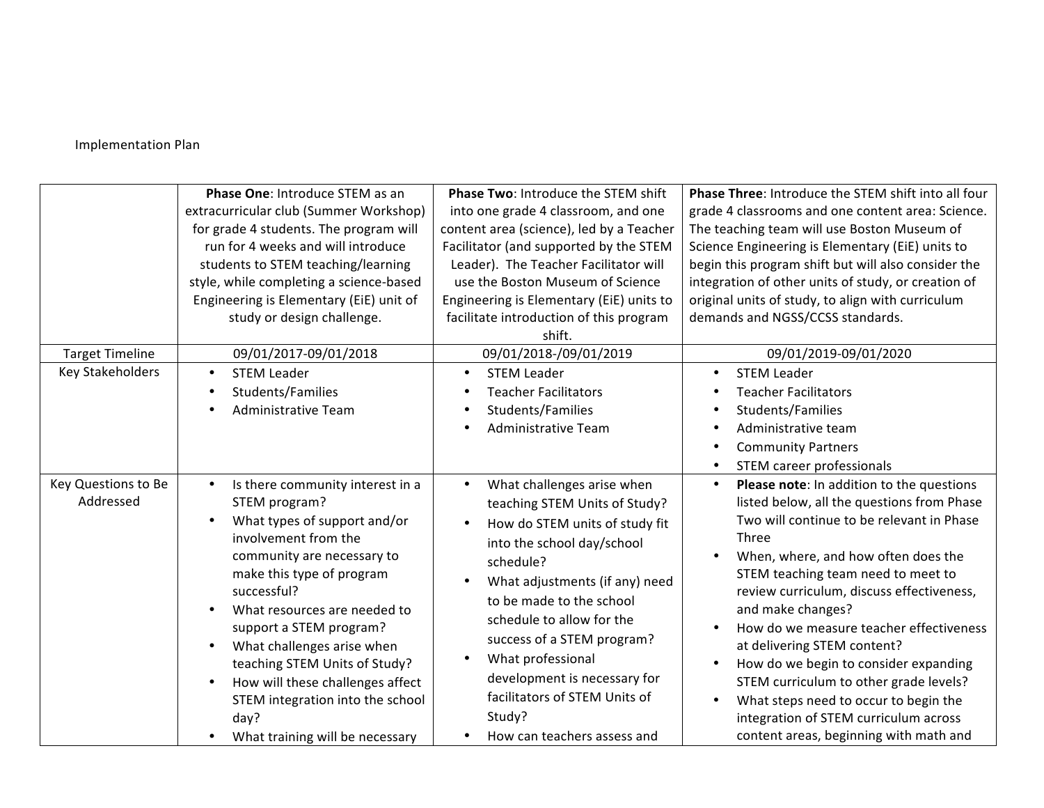Implementation Plan

| | **Phase One**: Introduce STEM as an extracurricular club (Summer Workshop) for grade 4 students. The program will run for 4 weeks and will introduce students to STEM teaching/learning style, while completing a science-based Engineering is Elementary (EiE) unit of study or design challenge. | **Phase Two**: Introduce the STEM shift into one grade 4 classroom, and one content area (science), led by a Teacher Facilitator (and supported by the STEM Leader). The Teacher Facilitator will use the Boston Museum of Science Engineering is Elementary (EiE) units to facilitate introduction of this program shift. | **Phase Three**: Introduce the STEM shift into all four grade 4 classrooms and one content area: Science. The teaching team will use Boston Museum of Science Engineering is Elementary (EiE) units to begin this program shift but will also consider the integration of other units of study, or creation of original units of study, to align with curriculum demands and NGSS/CCSS standards. |
|---|---|---|---|
| Target Timeline | 09/01/2017-09/01/2018 | 09/01/2018-/09/01/2019 | 09/01/2019-09/01/2020 |
| Key Stakeholders | • STEM Leader<br>• Students/Families<br>• Administrative Team | • STEM Leader<br>• Teacher Facilitators<br>• Students/Families<br>• Administrative Team | • STEM Leader<br>• Teacher Facilitators<br>• Students/Families<br>• Administrative team<br>• Community Partners<br>• STEM career professionals |
| Key Questions to Be Addressed | • Is there community interest in a STEM program?<br>• What types of support and/or involvement from the community are necessary to make this type of program successful?<br>• What resources are needed to support a STEM program?<br>• What challenges arise when teaching STEM Units of Study?<br>• How will these challenges affect STEM integration into the school day?<br>• What training will be necessary | • What challenges arise when teaching STEM Units of Study?<br>• How do STEM units of study fit into the school day/school schedule?<br>• What adjustments (if any) need to be made to the school schedule to allow for the success of a STEM program?<br>• What professional development is necessary for facilitators of STEM Units of Study?<br>• How can teachers assess and | • **Please note**: In addition to the questions listed below, all the questions from Phase Two will continue to be relevant in Phase Three<br>• When, where, and how often does the STEM teaching team need to meet to review curriculum, discuss effectiveness, and make changes?<br>• How do we measure teacher effectiveness at delivering STEM content?<br>• How do we begin to consider expanding STEM curriculum to other grade levels?<br>• What steps need to occur to begin the integration of STEM curriculum across content areas, beginning with math and |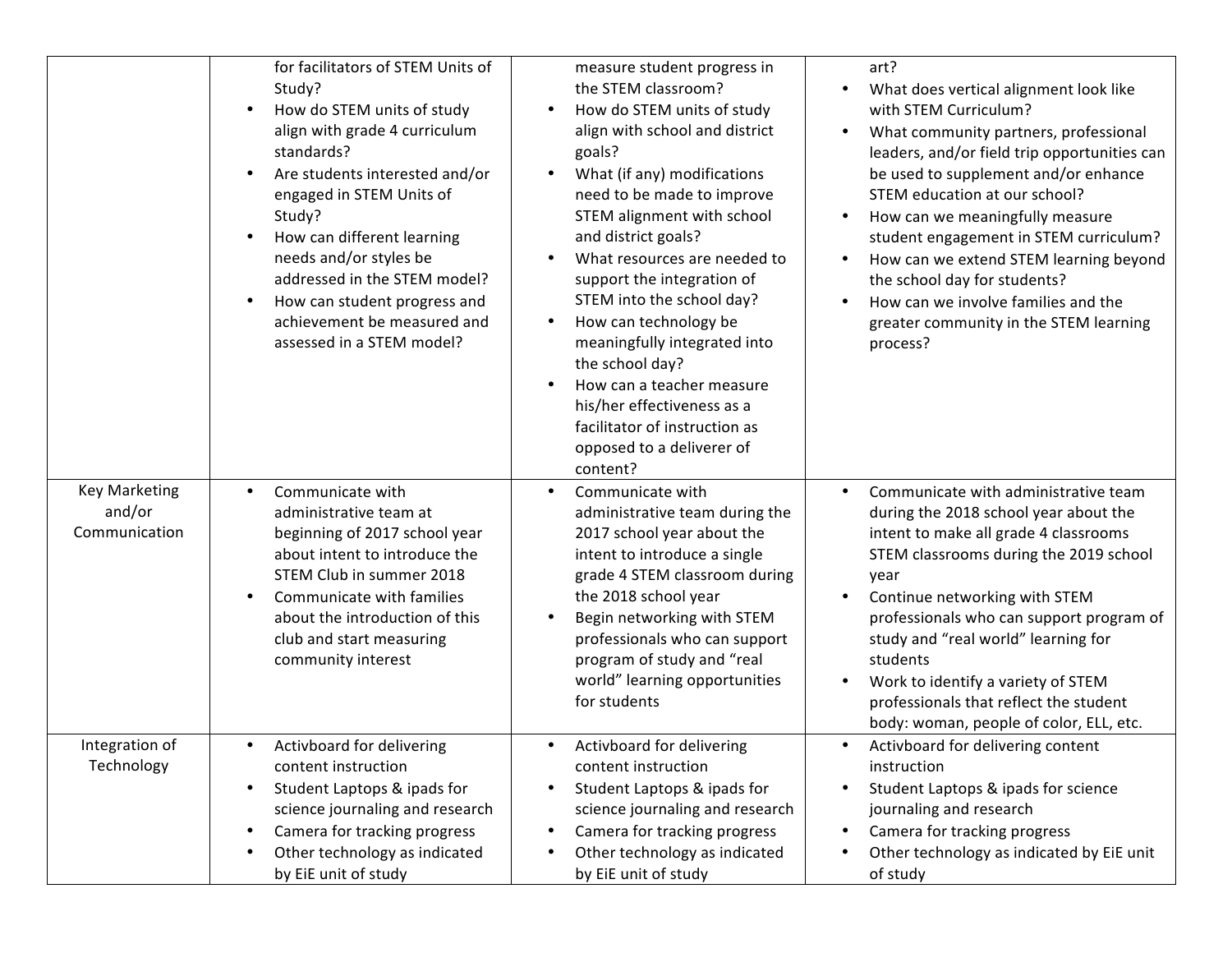| | | | |
|---|---|---|---|
| | for facilitators of STEM Units of Study?<br>• How do STEM units of study align with grade 4 curriculum standards?<br>• Are students interested and/or engaged in STEM Units of Study?<br>• How can different learning needs and/or styles be addressed in the STEM model?<br>• How can student progress and achievement be measured and assessed in a STEM model? | measure student progress in the STEM classroom?<br>• How do STEM units of study align with school and district goals?<br>• What (if any) modifications need to be made to improve STEM alignment with school and district goals?<br>• What resources are needed to support the integration of STEM into the school day?<br>• How can technology be meaningfully integrated into the school day?<br>• How can a teacher measure his/her effectiveness as a facilitator of instruction as opposed to a deliverer of content? | art?<br>• What does vertical alignment look like with STEM Curriculum?<br>• What community partners, professional leaders, and/or field trip opportunities can be used to supplement and/or enhance STEM education at our school?<br>• How can we meaningfully measure student engagement in STEM curriculum?<br>• How can we extend STEM learning beyond the school day for students?<br>• How can we involve families and the greater community in the STEM learning process? |
| Key Marketing and/or Communication | • Communicate with administrative team at beginning of 2017 school year about intent to introduce the STEM Club in summer 2018<br>• Communicate with families about the introduction of this club and start measuring community interest | • Communicate with administrative team during the 2017 school year about the intent to introduce a single grade 4 STEM classroom during the 2018 school year<br>• Begin networking with STEM professionals who can support program of study and "real world" learning opportunities for students | • Communicate with administrative team during the 2018 school year about the intent to make all grade 4 classrooms STEM classrooms during the 2019 school year<br>• Continue networking with STEM professionals who can support program of study and "real world" learning for students<br>• Work to identify a variety of STEM professionals that reflect the student body: woman, people of color, ELL, etc. |
| Integration of Technology | • Activboard for delivering content instruction<br>• Student Laptops & ipads for science journaling and research<br>• Camera for tracking progress<br>• Other technology as indicated by EiE unit of study | • Activboard for delivering content instruction<br>• Student Laptops & ipads for science journaling and research<br>• Camera for tracking progress<br>• Other technology as indicated by EiE unit of study | • Activboard for delivering content instruction<br>• Student Laptops & ipads for science journaling and research<br>• Camera for tracking progress<br>• Other technology as indicated by EiE unit of study |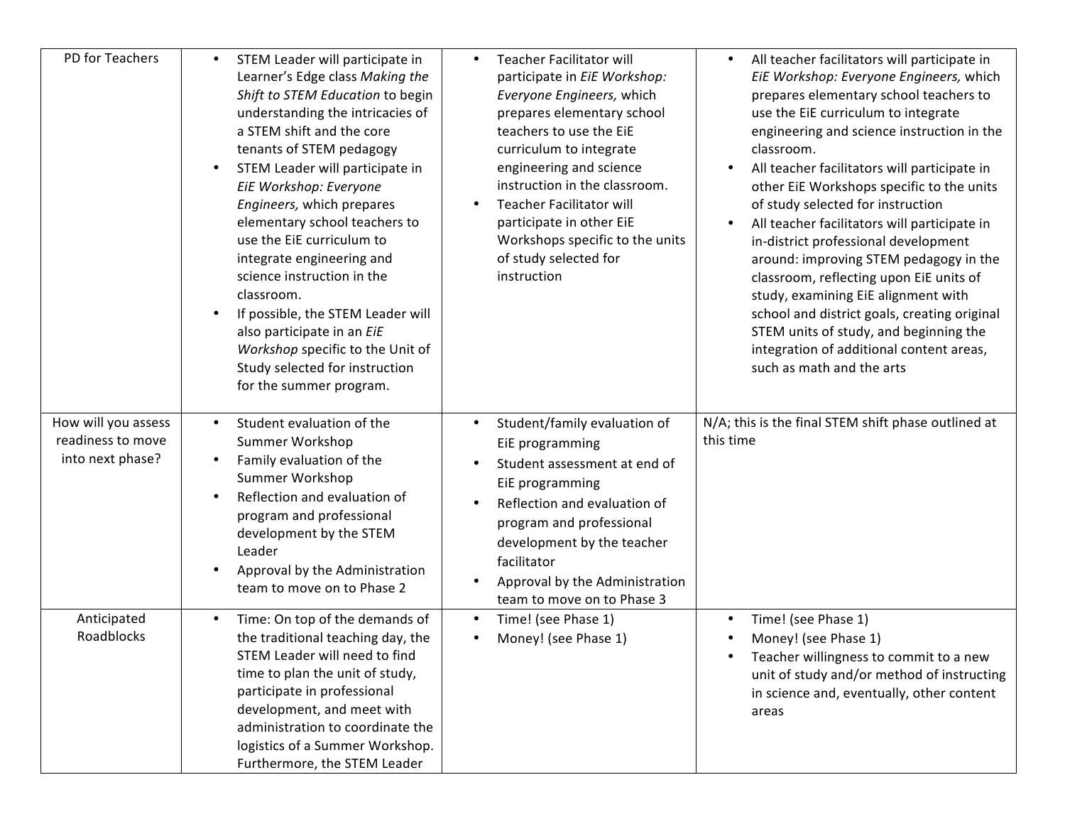| PD for Teachers | • STEM Leader will participate in Learner's Edge class *Making the Shift to STEM Education* to begin understanding the intricacies of a STEM shift and the core tenants of STEM pedagogy<br>• STEM Leader will participate in *EiE Workshop: Everyone Engineers,* which prepares elementary school teachers to use the EiE curriculum to integrate engineering and science instruction in the classroom.<br>• If possible, the STEM Leader will also participate in an *EiE Workshop* specific to the Unit of Study selected for instruction for the summer program. | • Teacher Facilitator will participate in *EiE Workshop: Everyone Engineers,* which prepares elementary school teachers to use the EiE curriculum to integrate engineering and science instruction in the classroom.<br>• Teacher Facilitator will participate in other EiE Workshops specific to the units of study selected for instruction | • All teacher facilitators will participate in *EiE Workshop: Everyone Engineers,* which prepares elementary school teachers to use the EiE curriculum to integrate engineering and science instruction in the classroom.<br>• All teacher facilitators will participate in other EiE Workshops specific to the units of study selected for instruction<br>• All teacher facilitators will participate in in-district professional development around: improving STEM pedagogy in the classroom, reflecting upon EiE units of study, examining EiE alignment with school and district goals, creating original STEM units of study, and beginning the integration of additional content areas, such as math and the arts |
|---|---|---|---|
| How will you assess readiness to move into next phase? | • Student evaluation of the Summer Workshop<br>• Family evaluation of the Summer Workshop<br>• Reflection and evaluation of program and professional development by the STEM Leader<br>• Approval by the Administration team to move on to Phase 2 | • Student/family evaluation of EiE programming<br>• Student assessment at end of EiE programming<br>• Reflection and evaluation of program and professional development by the teacher facilitator<br>• Approval by the Administration team to move on to Phase 3 | N/A; this is the final STEM shift phase outlined at this time |
| Anticipated Roadblocks | • Time: On top of the demands of the traditional teaching day, the STEM Leader will need to find time to plan the unit of study, participate in professional development, and meet with administration to coordinate the logistics of a Summer Workshop. Furthermore, the STEM Leader | • Time! (see Phase 1)<br>• Money! (see Phase 1) | • Time! (see Phase 1)<br>• Money! (see Phase 1)<br>• Teacher willingness to commit to a new unit of study and/or method of instructing in science and, eventually, other content areas |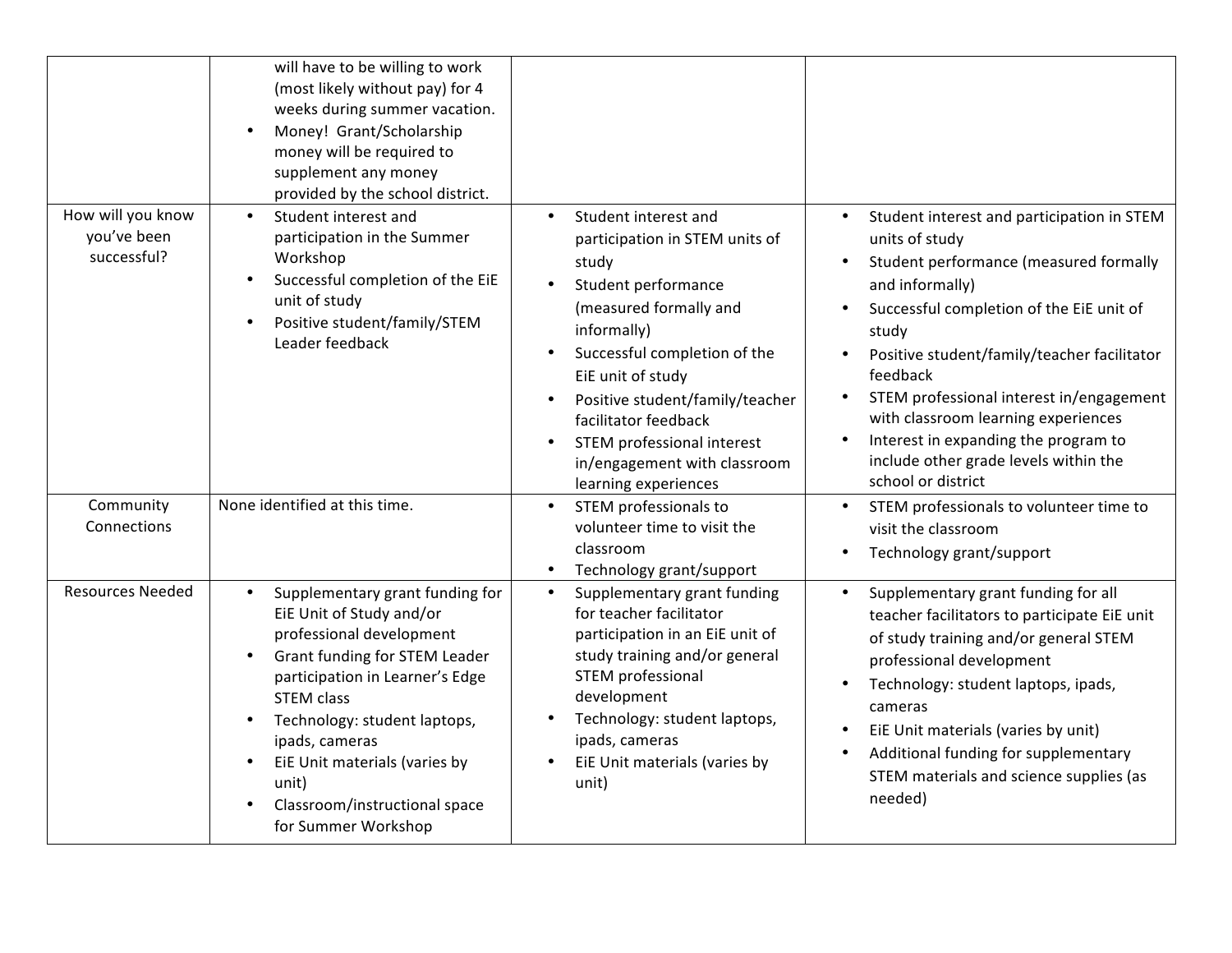| | | | |
|---|---|---|---|
| | • will have to be willing to work (most likely without pay) for 4 weeks during summer vacation.<br>• Money! Grant/Scholarship money will be required to supplement any money provided by the school district. | | |
| How will you know you've been successful? | • Student interest and participation in the Summer Workshop<br>• Successful completion of the EiE unit of study<br>• Positive student/family/STEM Leader feedback | • Student interest and participation in STEM units of study<br>• Student performance (measured formally and informally)<br>• Successful completion of the EiE unit of study<br>• Positive student/family/teacher facilitator feedback<br>• STEM professional interest in/engagement with classroom learning experiences | • Student interest and participation in STEM units of study<br>• Student performance (measured formally and informally)<br>• Successful completion of the EiE unit of study<br>• Positive student/family/teacher facilitator feedback<br>• STEM professional interest in/engagement with classroom learning experiences<br>• Interest in expanding the program to include other grade levels within the school or district |
| Community Connections | None identified at this time. | • STEM professionals to volunteer time to visit the classroom<br>• Technology grant/support | • STEM professionals to volunteer time to visit the classroom<br>• Technology grant/support |
| Resources Needed | • Supplementary grant funding for EiE Unit of Study and/or professional development<br>• Grant funding for STEM Leader participation in Learner's Edge STEM class<br>• Technology: student laptops, ipads, cameras<br>• EiE Unit materials (varies by unit)<br>• Classroom/instructional space for Summer Workshop | • Supplementary grant funding for teacher facilitator participation in an EiE unit of study training and/or general STEM professional development<br>• Technology: student laptops, ipads, cameras<br>• EiE Unit materials (varies by unit) | • Supplementary grant funding for all teacher facilitators to participate EiE unit of study training and/or general STEM professional development<br>• Technology: student laptops, ipads, cameras<br>• EiE Unit materials (varies by unit)<br>• Additional funding for supplementary STEM materials and science supplies (as needed) |